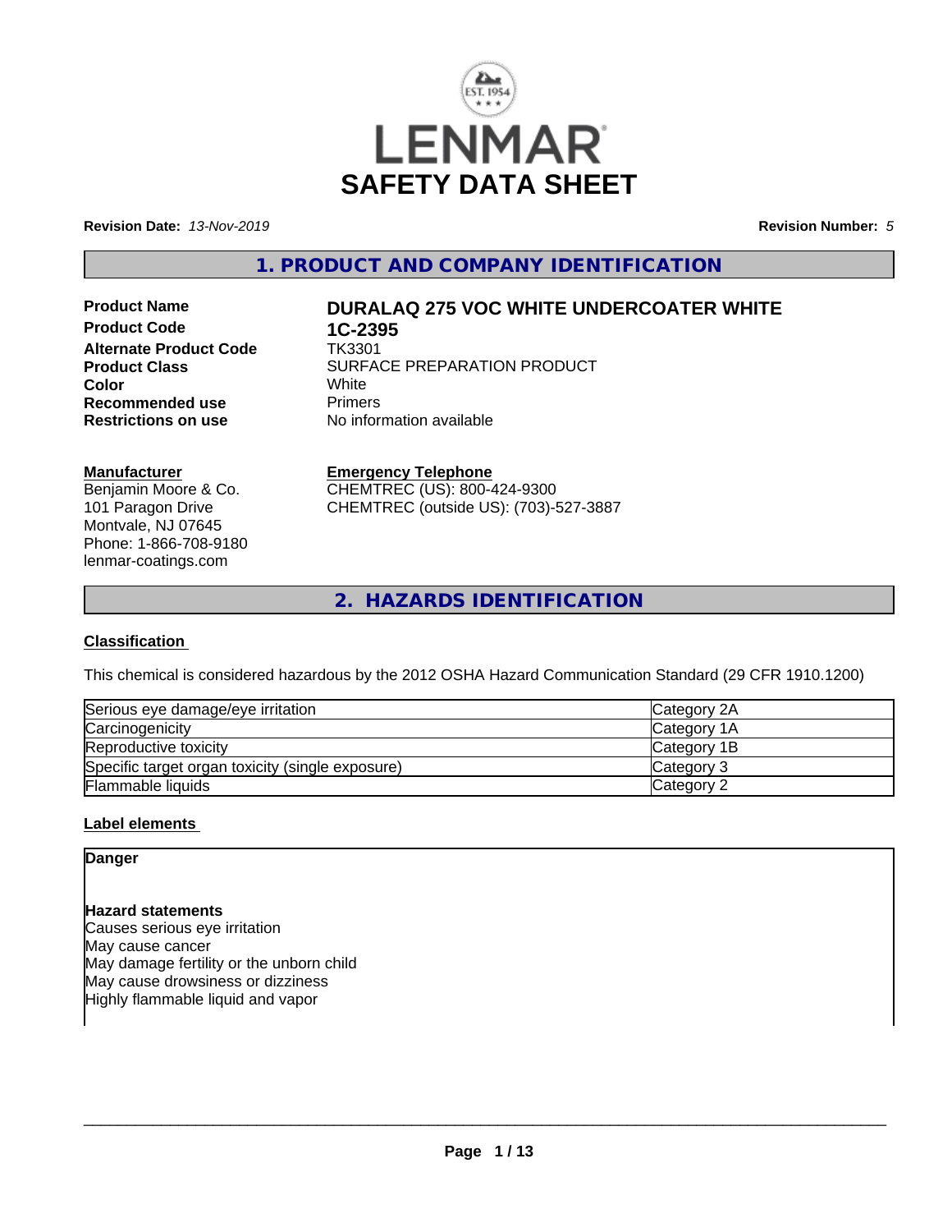# LENMAR

# SAFETY DATA SHEET

**Revision Date:** *13-Nov-2019* **Revision Number:** *5*

## 1. PRODUCT AND COMPANY IDENTIFICATION

| | |
|---|---|
| **Product Name** | **DURALAQ 275 VOC WHITE UNDERCOATER WHITE** |
| **Product Code** | **1C-2395** |
| **Alternate Product Code** | TK3301 |
| **Product Class** | SURFACE PREPARATION PRODUCT |
| **Color** | White |
| **Recommended use** | Primers |
| **Restrictions on use** | No information available |

**Manufacturer**
Benjamin Moore & Co.
101 Paragon Drive
Montvale, NJ 07645
Phone: 1-866-708-9180
lenmar-coatings.com

**Emergency Telephone**
CHEMTREC (US): 800-424-9300
CHEMTREC (outside US): (703)-527-3887

## 2. HAZARDS IDENTIFICATION

### Classification

This chemical is considered hazardous by the 2012 OSHA Hazard Communication Standard (29 CFR 1910.1200)

| | |
|---|---|
| Serious eye damage/eye irritation | Category 2A |
| Carcinogenicity | Category 1A |
| Reproductive toxicity | Category 1B |
| Specific target organ toxicity (single exposure) | Category 3 |
| Flammable liquids | Category 2 |

### Label elements

**Danger**

**Hazard statements**
Causes serious eye irritation
May cause cancer
May damage fertility or the unborn child
May cause drowsiness or dizziness
Highly flammable liquid and vapor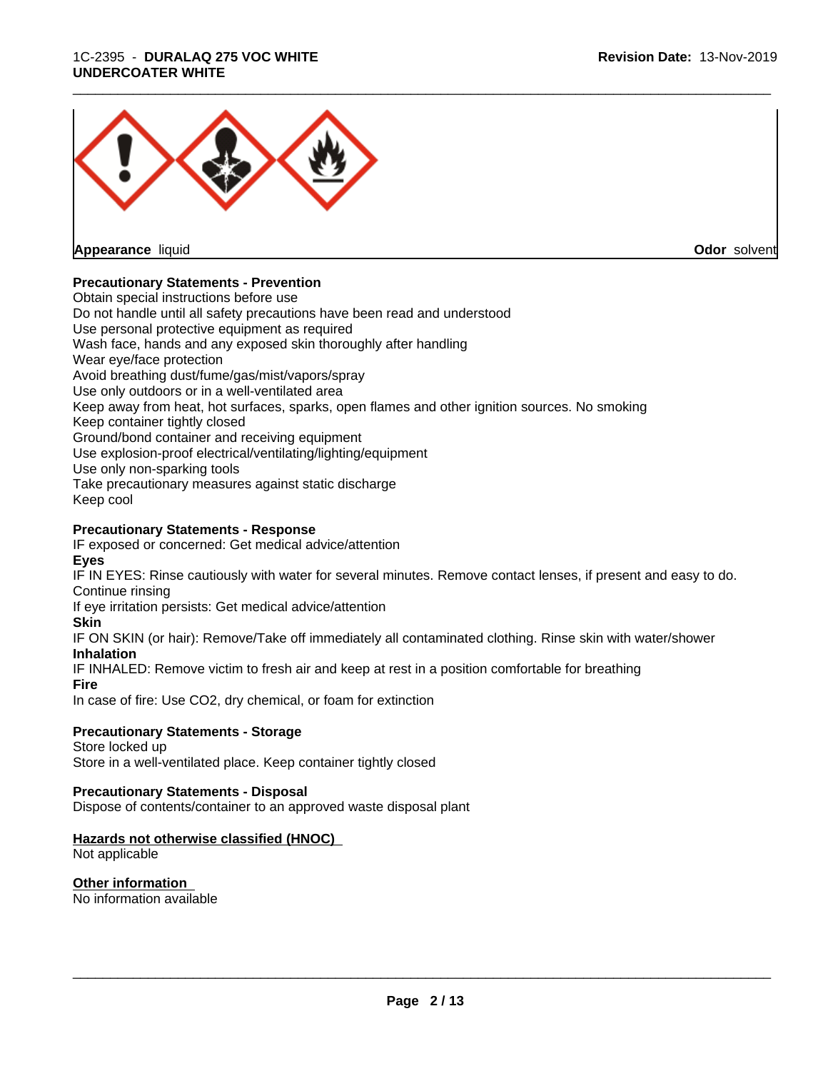**Appearance** liquid **Odor** solvent

**Precautionary Statements - Prevention**

Obtain special instructions before use
Do not handle until all safety precautions have been read and understood
Use personal protective equipment as required
Wash face, hands and any exposed skin thoroughly after handling
Wear eye/face protection
Avoid breathing dust/fume/gas/mist/vapors/spray
Use only outdoors or in a well-ventilated area
Keep away from heat, hot surfaces, sparks, open flames and other ignition sources. No smoking
Keep container tightly closed
Ground/bond container and receiving equipment
Use explosion-proof electrical/ventilating/lighting/equipment
Use only non-sparking tools
Take precautionary measures against static discharge
Keep cool

**Precautionary Statements - Response**

IF exposed or concerned: Get medical advice/attention

**Eyes**

IF IN EYES: Rinse cautiously with water for several minutes. Remove contact lenses, if present and easy to do. Continue rinsing
If eye irritation persists: Get medical advice/attention

**Skin**

IF ON SKIN (or hair): Remove/Take off immediately all contaminated clothing. Rinse skin with water/shower

**Inhalation**

IF INHALED: Remove victim to fresh air and keep at rest in a position comfortable for breathing

**Fire**

In case of fire: Use CO2, dry chemical, or foam for extinction

**Precautionary Statements - Storage**

Store locked up
Store in a well-ventilated place. Keep container tightly closed

**Precautionary Statements - Disposal**

Dispose of contents/container to an approved waste disposal plant

**Hazards not otherwise classified (HNOC)**

Not applicable

**Other information**

No information available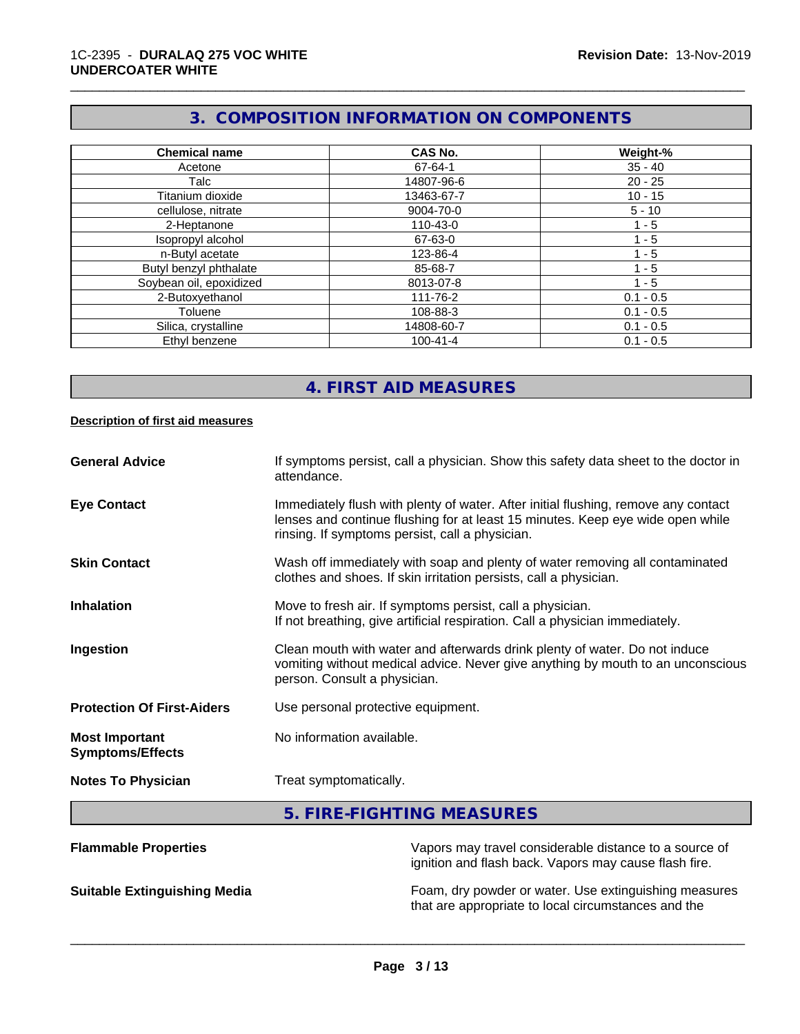## 3. COMPOSITION INFORMATION ON COMPONENTS

| Chemical name | CAS No. | Weight-% |
|---|---|---|
| Acetone | 67-64-1 | 35 - 40 |
| Talc | 14807-96-6 | 20 - 25 |
| Titanium dioxide | 13463-67-7 | 10 - 15 |
| cellulose, nitrate | 9004-70-0 | 5 - 10 |
| 2-Heptanone | 110-43-0 | 1 - 5 |
| Isopropyl alcohol | 67-63-0 | 1 - 5 |
| n-Butyl acetate | 123-86-4 | 1 - 5 |
| Butyl benzyl phthalate | 85-68-7 | 1 - 5 |
| Soybean oil, epoxidized | 8013-07-8 | 1 - 5 |
| 2-Butoxyethanol | 111-76-2 | 0.1 - 0.5 |
| Toluene | 108-88-3 | 0.1 - 0.5 |
| Silica, crystalline | 14808-60-7 | 0.1 - 0.5 |
| Ethyl benzene | 100-41-4 | 0.1 - 0.5 |

## 4. FIRST AID MEASURES

**Description of first aid measures**

**General Advice**
If symptoms persist, call a physician. Show this safety data sheet to the doctor in attendance.

**Eye Contact**
Immediately flush with plenty of water. After initial flushing, remove any contact lenses and continue flushing for at least 15 minutes. Keep eye wide open while rinsing. If symptoms persist, call a physician.

**Skin Contact**
Wash off immediately with soap and plenty of water removing all contaminated clothes and shoes. If skin irritation persists, call a physician.

**Inhalation**
Move to fresh air. If symptoms persist, call a physician.
If not breathing, give artificial respiration. Call a physician immediately.

**Ingestion**
Clean mouth with water and afterwards drink plenty of water. Do not induce vomiting without medical advice. Never give anything by mouth to an unconscious person. Consult a physician.

**Protection Of First-Aiders**
Use personal protective equipment.

**Most Important Symptoms/Effects**
No information available.

**Notes To Physician**
Treat symptomatically.

## 5. FIRE-FIGHTING MEASURES

**Flammable Properties**
Vapors may travel considerable distance to a source of ignition and flash back. Vapors may cause flash fire.

**Suitable Extinguishing Media**
Foam, dry powder or water. Use extinguishing measures that are appropriate to local circumstances and the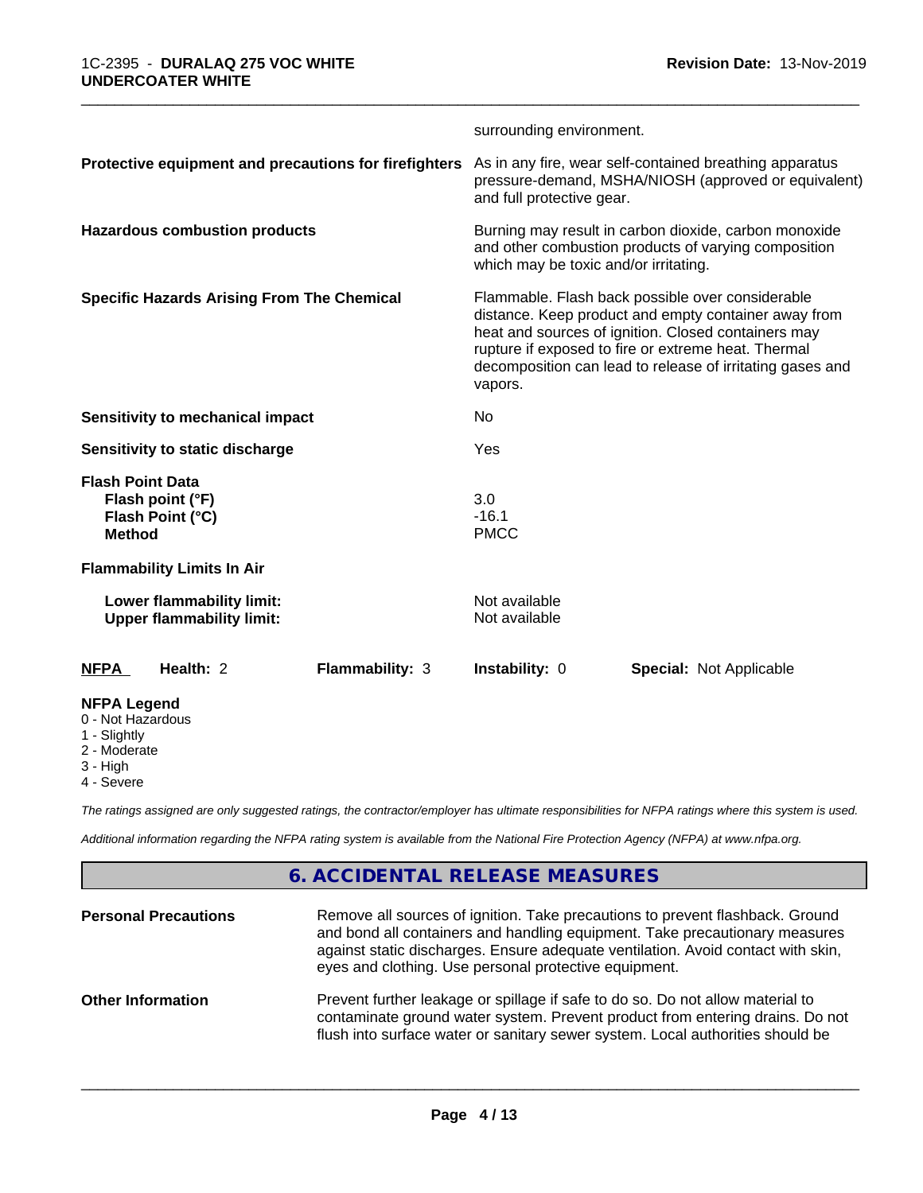surrounding environment.

| | |
|---|---|
| **Protective equipment and precautions for firefighters** | As in any fire, wear self-contained breathing apparatus pressure-demand, MSHA/NIOSH (approved or equivalent) and full protective gear. |
| **Hazardous combustion products** | Burning may result in carbon dioxide, carbon monoxide and other combustion products of varying composition which may be toxic and/or irritating. |
| **Specific Hazards Arising From The Chemical** | Flammable. Flash back possible over considerable distance. Keep product and empty container away from heat and sources of ignition. Closed containers may rupture if exposed to fire or extreme heat. Thermal decomposition can lead to release of irritating gases and vapors. |
| **Sensitivity to mechanical impact** | No |
| **Sensitivity to static discharge** | Yes |

**Flash Point Data**

| | |
|---|---|
| **Flash point (°F)** | 3.0 |
| **Flash Point (°C)** | -16.1 |
| **Method** | PMCC |

**Flammability Limits In Air**

| | |
|---|---|
| **Lower flammability limit:** | Not available |
| **Upper flammability limit:** | Not available |

| **NFPA** | **Health:** 2 | **Flammability:** 3 | **Instability:** 0 | **Special:** Not Applicable |
|---|---|---|---|---|

**NFPA Legend**
- 0 - Not Hazardous
- 1 - Slightly
- 2 - Moderate
- 3 - High
- 4 - Severe

*The ratings assigned are only suggested ratings, the contractor/employer has ultimate responsibilities for NFPA ratings where this system is used.*

*Additional information regarding the NFPA rating system is available from the National Fire Protection Agency (NFPA) at www.nfpa.org.*

## 6. ACCIDENTAL RELEASE MEASURES

| | |
|---|---|
| **Personal Precautions** | Remove all sources of ignition. Take precautions to prevent flashback. Ground and bond all containers and handling equipment. Take precautionary measures against static discharges. Ensure adequate ventilation. Avoid contact with skin, eyes and clothing. Use personal protective equipment. |
| **Other Information** | Prevent further leakage or spillage if safe to do so. Do not allow material to contaminate ground water system. Prevent product from entering drains. Do not flush into surface water or sanitary sewer system. Local authorities should be |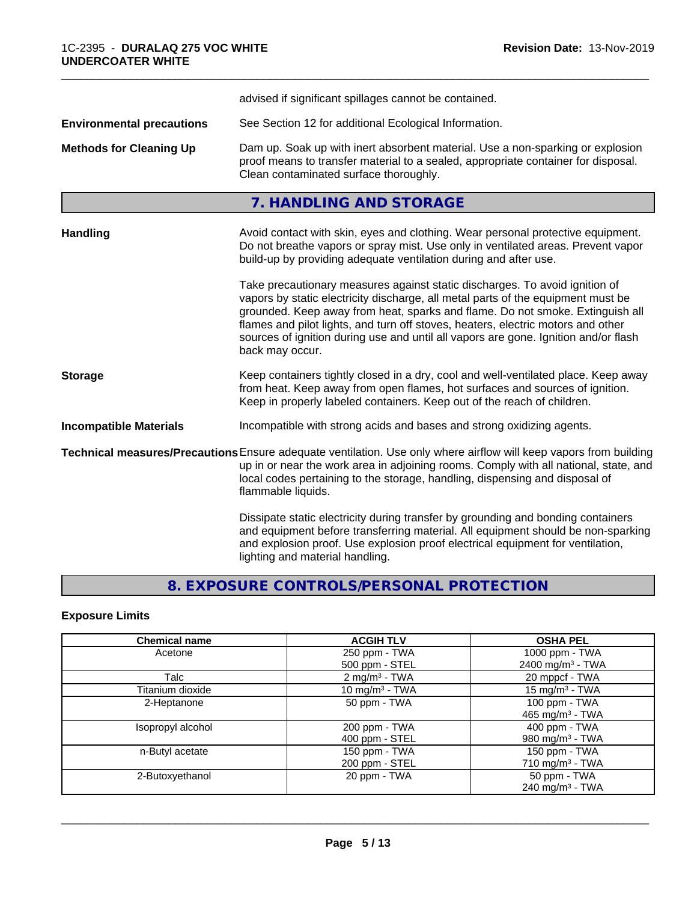advised if significant spillages cannot be contained.

**Environmental precautions** See Section 12 for additional Ecological Information.

**Methods for Cleaning Up** Dam up. Soak up with inert absorbent material. Use a non-sparking or explosion proof means to transfer material to a sealed, appropriate container for disposal. Clean contaminated surface thoroughly.

## 7. HANDLING AND STORAGE

**Handling** Avoid contact with skin, eyes and clothing. Wear personal protective equipment. Do not breathe vapors or spray mist. Use only in ventilated areas. Prevent vapor build-up by providing adequate ventilation during and after use.

Take precautionary measures against static discharges. To avoid ignition of vapors by static electricity discharge, all metal parts of the equipment must be grounded. Keep away from heat, sparks and flame. Do not smoke. Extinguish all flames and pilot lights, and turn off stoves, heaters, electric motors and other sources of ignition during use and until all vapors are gone. Ignition and/or flash back may occur.

**Storage** Keep containers tightly closed in a dry, cool and well-ventilated place. Keep away from heat. Keep away from open flames, hot surfaces and sources of ignition. Keep in properly labeled containers. Keep out of the reach of children.

**Incompatible Materials** Incompatible with strong acids and bases and strong oxidizing agents.

**Technical measures/Precautions** Ensure adequate ventilation. Use only where airflow will keep vapors from building up in or near the work area in adjoining rooms. Comply with all national, state, and local codes pertaining to the storage, handling, dispensing and disposal of flammable liquids.

Dissipate static electricity during transfer by grounding and bonding containers and equipment before transferring material. All equipment should be non-sparking and explosion proof. Use explosion proof electrical equipment for ventilation, lighting and material handling.

## 8. EXPOSURE CONTROLS/PERSONAL PROTECTION

### Exposure Limits

| Chemical name | ACGIH TLV | OSHA PEL |
|---|---|---|
| Acetone | 250 ppm - TWA<br>500 ppm - STEL | 1000 ppm - TWA<br>2400 mg/m³ - TWA |
| Talc | 2 mg/m³ - TWA | 20 mppcf - TWA |
| Titanium dioxide | 10 mg/m³ - TWA | 15 mg/m³ - TWA |
| 2-Heptanone | 50 ppm - TWA | 100 ppm - TWA<br>465 mg/m³ - TWA |
| Isopropyl alcohol | 200 ppm - TWA<br>400 ppm - STEL | 400 ppm - TWA<br>980 mg/m³ - TWA |
| n-Butyl acetate | 150 ppm - TWA<br>200 ppm - STEL | 150 ppm - TWA<br>710 mg/m³ - TWA |
| 2-Butoxyethanol | 20 ppm - TWA | 50 ppm - TWA<br>240 mg/m³ - TWA |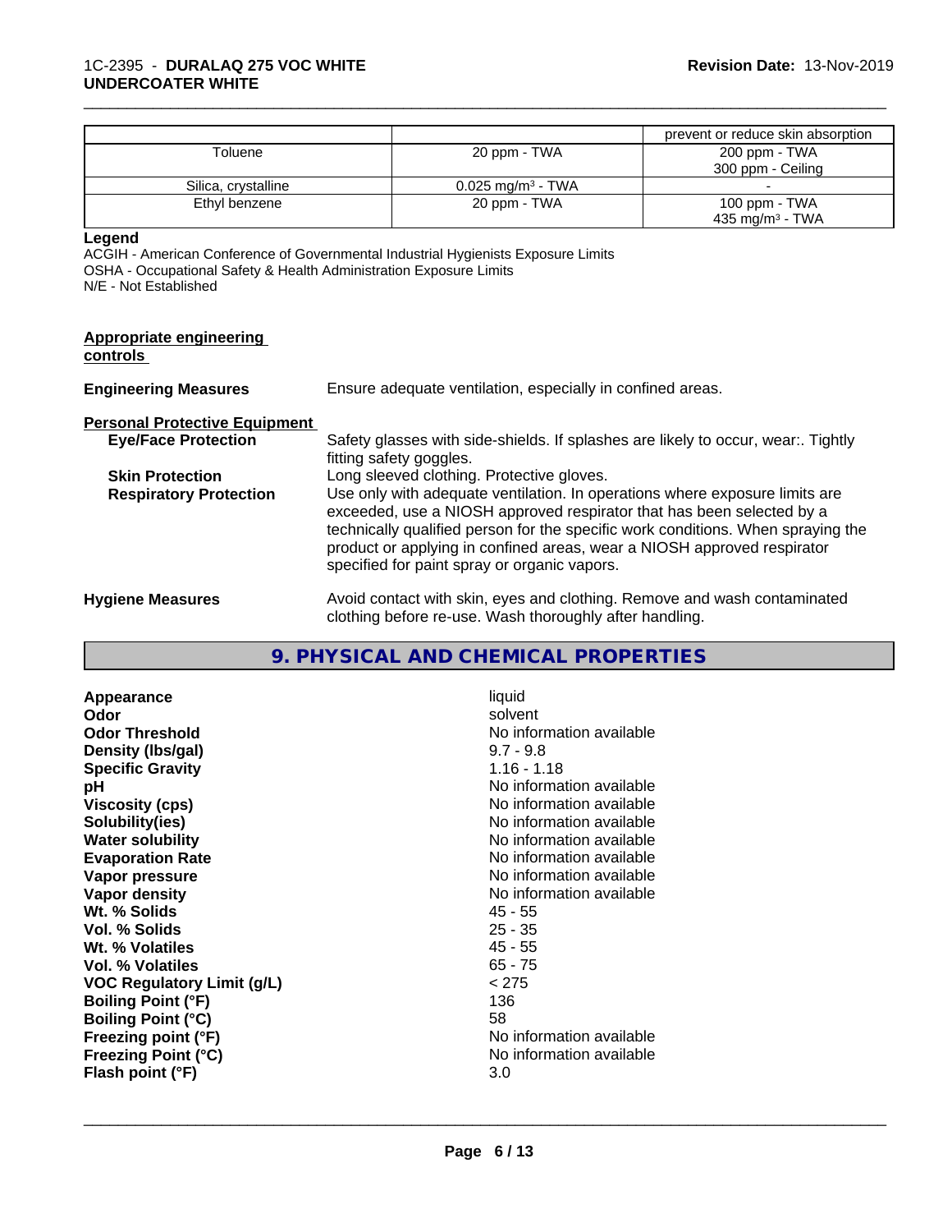| | | prevent or reduce skin absorption |
|---|---|---|
| Toluene | 20 ppm - TWA | 200 ppm - TWA<br>300 ppm - Ceiling |
| Silica, crystalline | 0.025 mg/m³ - TWA | - |
| Ethyl benzene | 20 ppm - TWA | 100 ppm - TWA<br>435 mg/m³ - TWA |

**Legend**

ACGIH - American Conference of Governmental Industrial Hygienists Exposure Limits
OSHA - Occupational Safety & Health Administration Exposure Limits
N/E - Not Established

**Appropriate engineering controls**

**Engineering Measures** Ensure adequate ventilation, especially in confined areas.

**Personal Protective Equipment**

**Eye/Face Protection** Safety glasses with side-shields. If splashes are likely to occur, wear:. Tightly fitting safety goggles.

**Skin Protection** Long sleeved clothing. Protective gloves.

**Respiratory Protection** Use only with adequate ventilation. In operations where exposure limits are exceeded, use a NIOSH approved respirator that has been selected by a technically qualified person for the specific work conditions. When spraying the product or applying in confined areas, wear a NIOSH approved respirator specified for paint spray or organic vapors.

**Hygiene Measures** Avoid contact with skin, eyes and clothing. Remove and wash contaminated clothing before re-use. Wash thoroughly after handling.

## 9. PHYSICAL AND CHEMICAL PROPERTIES

| | |
|---|---|
| **Appearance** | liquid |
| **Odor** | solvent |
| **Odor Threshold** | No information available |
| **Density (lbs/gal)** | 9.7 - 9.8 |
| **Specific Gravity** | 1.16 - 1.18 |
| **pH** | No information available |
| **Viscosity (cps)** | No information available |
| **Solubility(ies)** | No information available |
| **Water solubility** | No information available |
| **Evaporation Rate** | No information available |
| **Vapor pressure** | No information available |
| **Vapor density** | No information available |
| **Wt. % Solids** | 45 - 55 |
| **Vol. % Solids** | 25 - 35 |
| **Wt. % Volatiles** | 45 - 55 |
| **Vol. % Volatiles** | 65 - 75 |
| **VOC Regulatory Limit (g/L)** | < 275 |
| **Boiling Point (°F)** | 136 |
| **Boiling Point (°C)** | 58 |
| **Freezing point (°F)** | No information available |
| **Freezing Point (°C)** | No information available |
| **Flash point (°F)** | 3.0 |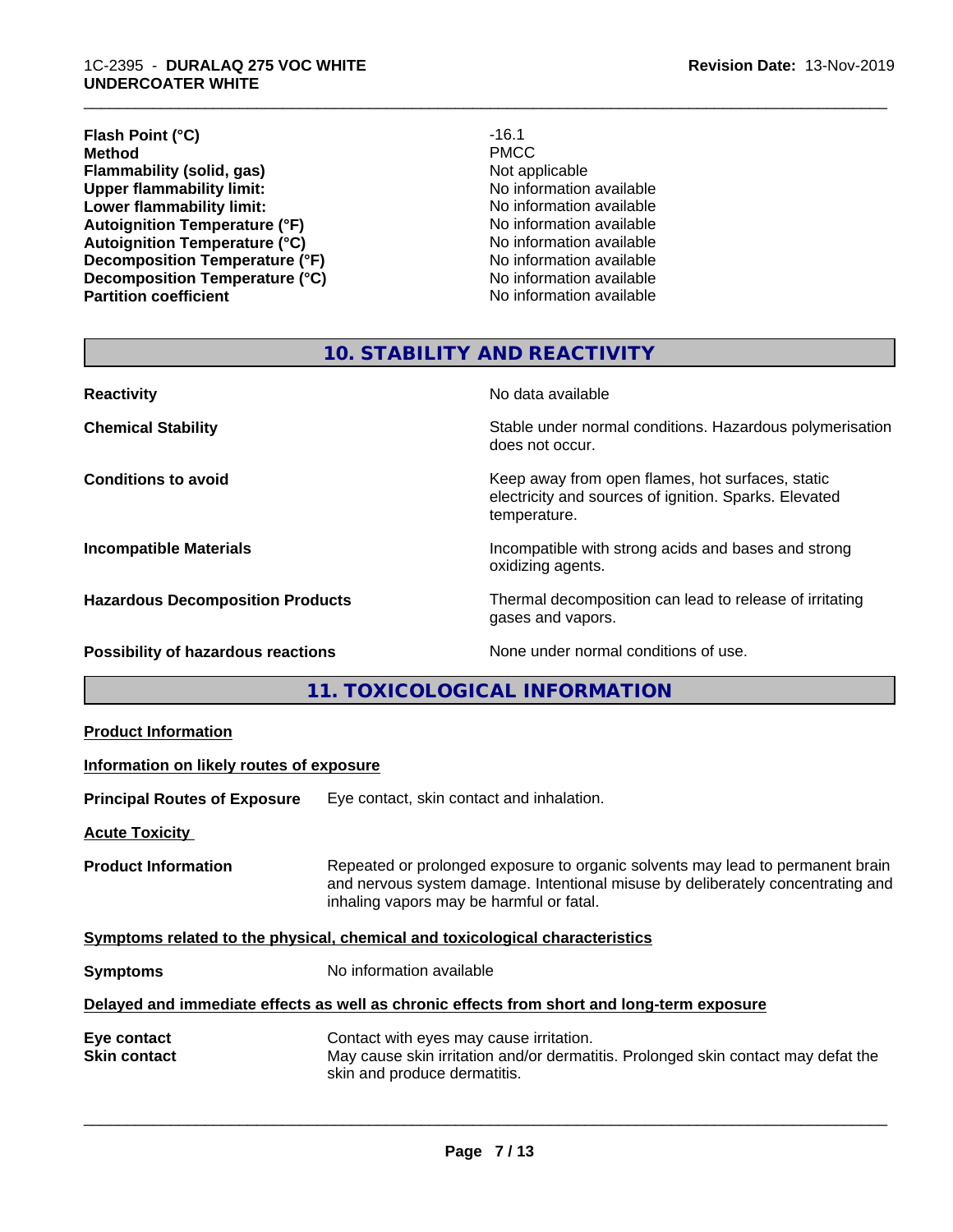| | |
|---|---|
| **Flash Point (°C)** | -16.1 |
| **Method** | PMCC |
| **Flammability (solid, gas)** | Not applicable |
| **Upper flammability limit:** | No information available |
| **Lower flammability limit:** | No information available |
| **Autoignition Temperature (°F)** | No information available |
| **Autoignition Temperature (°C)** | No information available |
| **Decomposition Temperature (°F)** | No information available |
| **Decomposition Temperature (°C)** | No information available |
| **Partition coefficient** | No information available |

## 10. STABILITY AND REACTIVITY

| | |
|---|---|
| **Reactivity** | No data available |
| **Chemical Stability** | Stable under normal conditions. Hazardous polymerisation does not occur. |
| **Conditions to avoid** | Keep away from open flames, hot surfaces, static electricity and sources of ignition. Sparks. Elevated temperature. |
| **Incompatible Materials** | Incompatible with strong acids and bases and strong oxidizing agents. |
| **Hazardous Decomposition Products** | Thermal decomposition can lead to release of irritating gases and vapors. |
| **Possibility of hazardous reactions** | None under normal conditions of use. |

## 11. TOXICOLOGICAL INFORMATION

**Product Information**

**Information on likely routes of exposure**

**Principal Routes of Exposure** Eye contact, skin contact and inhalation.

**Acute Toxicity**

**Product Information** Repeated or prolonged exposure to organic solvents may lead to permanent brain and nervous system damage. Intentional misuse by deliberately concentrating and inhaling vapors may be harmful or fatal.

**Symptoms related to the physical, chemical and toxicological characteristics**

**Symptoms** No information available

**Delayed and immediate effects as well as chronic effects from short and long-term exposure**

| | |
|---|---|
| **Eye contact** | Contact with eyes may cause irritation. |
| **Skin contact** | May cause skin irritation and/or dermatitis. Prolonged skin contact may defat the skin and produce dermatitis. |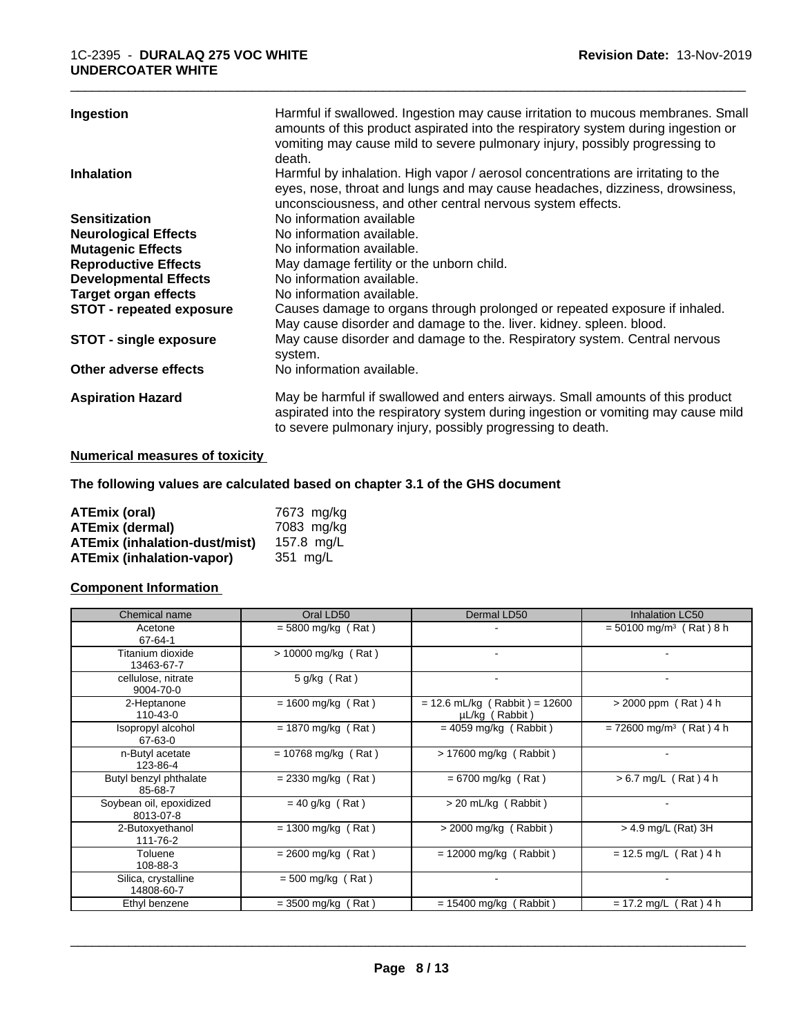| | |
|---|---|
| **Ingestion** | Harmful if swallowed. Ingestion may cause irritation to mucous membranes. Small amounts of this product aspirated into the respiratory system during ingestion or vomiting may cause mild to severe pulmonary injury, possibly progressing to death. |
| **Inhalation** | Harmful by inhalation. High vapor / aerosol concentrations are irritating to the eyes, nose, throat and lungs and may cause headaches, dizziness, drowsiness, unconsciousness, and other central nervous system effects. |
| **Sensitization** | No information available |
| **Neurological Effects** | No information available. |
| **Mutagenic Effects** | No information available. |
| **Reproductive Effects** | May damage fertility or the unborn child. |
| **Developmental Effects** | No information available. |
| **Target organ effects** | No information available. |
| **STOT - repeated exposure** | Causes damage to organs through prolonged or repeated exposure if inhaled. May cause disorder and damage to the. liver. kidney. spleen. blood. |
| **STOT - single exposure** | May cause disorder and damage to the. Respiratory system. Central nervous system. |
| **Other adverse effects** | No information available. |
| **Aspiration Hazard** | May be harmful if swallowed and enters airways. Small amounts of this product aspirated into the respiratory system during ingestion or vomiting may cause mild to severe pulmonary injury, possibly progressing to death. |

## Numerical measures of toxicity

**The following values are calculated based on chapter 3.1 of the GHS document**

| | |
|---|---|
| **ATEmix (oral)** | 7673 mg/kg |
| **ATEmix (dermal)** | 7083 mg/kg |
| **ATEmix (inhalation-dust/mist)** | 157.8 mg/L |
| **ATEmix (inhalation-vapor)** | 351 mg/L |

## Component Information

| Chemical name | Oral LD50 | Dermal LD50 | Inhalation LC50 |
|---|---|---|---|
| Acetone 67-64-1 | = 5800 mg/kg ( Rat ) | - | = 50100 mg/m³ ( Rat ) 8 h |
| Titanium dioxide 13463-67-7 | > 10000 mg/kg ( Rat ) | - | - |
| cellulose, nitrate 9004-70-0 | 5 g/kg ( Rat ) | - | - |
| 2-Heptanone 110-43-0 | = 1600 mg/kg ( Rat ) | = 12.6 mL/kg ( Rabbit ) = 12600 µL/kg ( Rabbit ) | > 2000 ppm ( Rat ) 4 h |
| Isopropyl alcohol 67-63-0 | = 1870 mg/kg ( Rat ) | = 4059 mg/kg ( Rabbit ) | = 72600 mg/m³ ( Rat ) 4 h |
| n-Butyl acetate 123-86-4 | = 10768 mg/kg ( Rat ) | > 17600 mg/kg ( Rabbit ) | - |
| Butyl benzyl phthalate 85-68-7 | = 2330 mg/kg ( Rat ) | = 6700 mg/kg ( Rat ) | > 6.7 mg/L ( Rat ) 4 h |
| Soybean oil, epoxidized 8013-07-8 | = 40 g/kg ( Rat ) | > 20 mL/kg ( Rabbit ) | - |
| 2-Butoxyethanol 111-76-2 | = 1300 mg/kg ( Rat ) | > 2000 mg/kg ( Rabbit ) | > 4.9 mg/L (Rat) 3H |
| Toluene 108-88-3 | = 2600 mg/kg ( Rat ) | = 12000 mg/kg ( Rabbit ) | = 12.5 mg/L ( Rat ) 4 h |
| Silica, crystalline 14808-60-7 | = 500 mg/kg ( Rat ) | - | - |
| Ethyl benzene | = 3500 mg/kg ( Rat ) | = 15400 mg/kg ( Rabbit ) | = 17.2 mg/L ( Rat ) 4 h |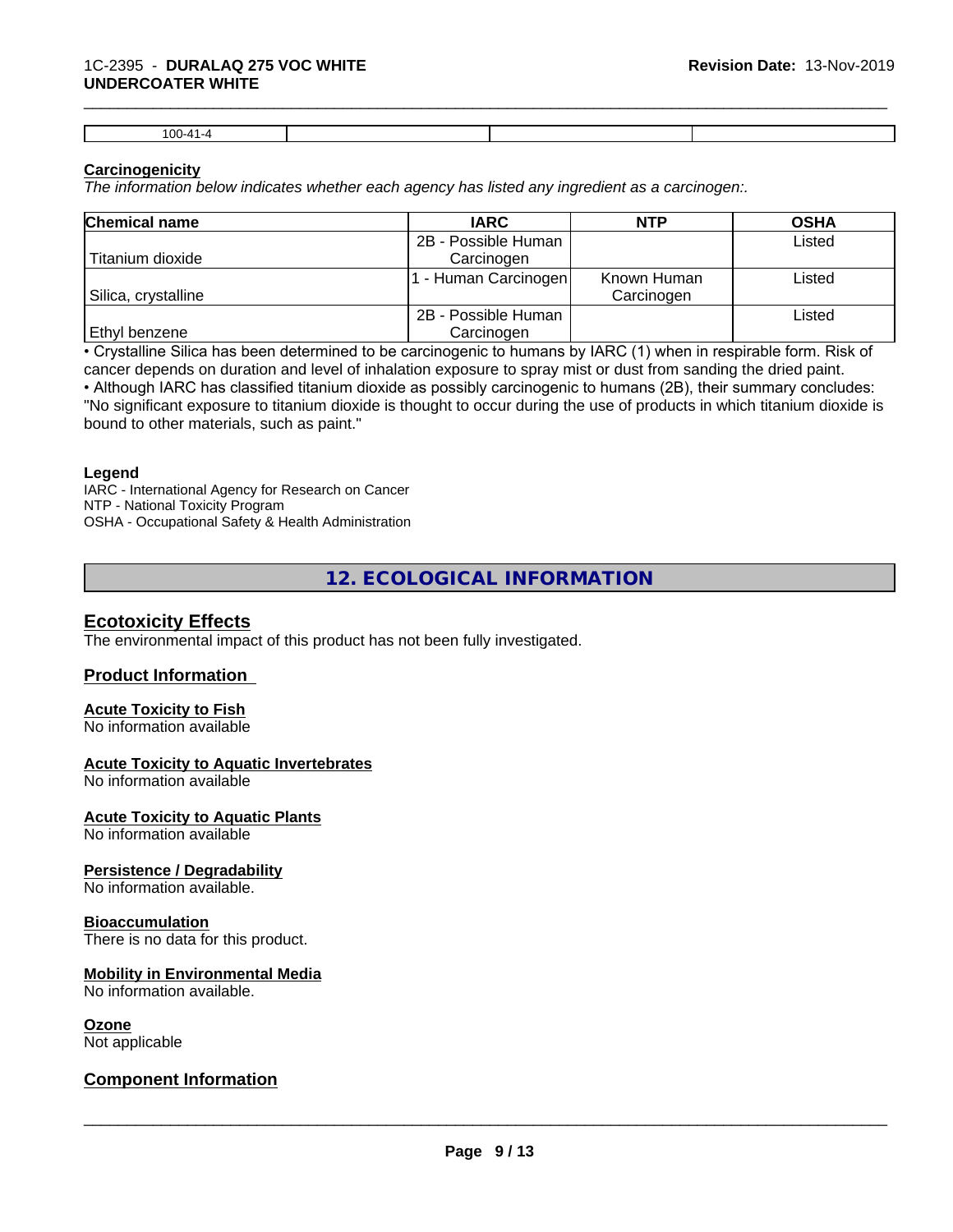| 100-41-4 | | | |
|---|---|---|---|

**Carcinogenicity**

*The information below indicates whether each agency has listed any ingredient as a carcinogen:.*

| Chemical name | IARC | NTP | OSHA |
|---|---|---|---|
| Titanium dioxide | 2B - Possible Human Carcinogen | | Listed |
| Silica, crystalline | 1 - Human Carcinogen | Known Human Carcinogen | Listed |
| Ethyl benzene | 2B - Possible Human Carcinogen | | Listed |

• Crystalline Silica has been determined to be carcinogenic to humans by IARC (1) when in respirable form. Risk of cancer depends on duration and level of inhalation exposure to spray mist or dust from sanding the dried paint.
• Although IARC has classified titanium dioxide as possibly carcinogenic to humans (2B), their summary concludes: "No significant exposure to titanium dioxide is thought to occur during the use of products in which titanium dioxide is bound to other materials, such as paint."

**Legend**
IARC - International Agency for Research on Cancer
NTP - National Toxicity Program
OSHA - Occupational Safety & Health Administration

## 12. ECOLOGICAL INFORMATION

### Ecotoxicity Effects

The environmental impact of this product has not been fully investigated.

### Product Information

**Acute Toxicity to Fish**
No information available

**Acute Toxicity to Aquatic Invertebrates**
No information available

**Acute Toxicity to Aquatic Plants**
No information available

**Persistence / Degradability**
No information available.

**Bioaccumulation**
There is no data for this product.

**Mobility in Environmental Media**
No information available.

**Ozone**
Not applicable

### Component Information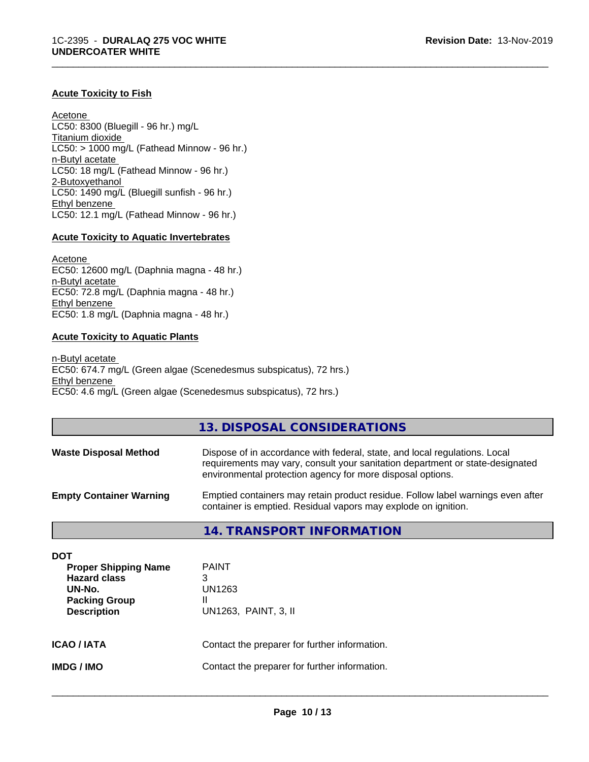#### Acute Toxicity to Fish

Acetone
LC50: 8300 (Bluegill - 96 hr.) mg/L
Titanium dioxide
LC50: > 1000 mg/L (Fathead Minnow - 96 hr.)
n-Butyl acetate
LC50: 18 mg/L (Fathead Minnow - 96 hr.)
2-Butoxyethanol
LC50: 1490 mg/L (Bluegill sunfish - 96 hr.)
Ethyl benzene
LC50: 12.1 mg/L (Fathead Minnow - 96 hr.)

#### Acute Toxicity to Aquatic Invertebrates

Acetone
EC50: 12600 mg/L (Daphnia magna - 48 hr.)
n-Butyl acetate
EC50: 72.8 mg/L (Daphnia magna - 48 hr.)
Ethyl benzene
EC50: 1.8 mg/L (Daphnia magna - 48 hr.)

#### Acute Toxicity to Aquatic Plants

n-Butyl acetate
EC50: 674.7 mg/L (Green algae (Scenedesmus subspicatus), 72 hrs.)
Ethyl benzene
EC50: 4.6 mg/L (Green algae (Scenedesmus subspicatus), 72 hrs.)

## 13. DISPOSAL CONSIDERATIONS

**Waste Disposal Method** Dispose of in accordance with federal, state, and local regulations. Local requirements may vary, consult your sanitation department or state-designated environmental protection agency for more disposal options.

**Empty Container Warning** Emptied containers may retain product residue. Follow label warnings even after container is emptied. Residual vapors may explode on ignition.

## 14. TRANSPORT INFORMATION

**DOT**

| | |
|---|---|
| **Proper Shipping Name** | PAINT |
| **Hazard class** | 3 |
| **UN-No.** | UN1263 |
| **Packing Group** | II |
| **Description** | UN1263, PAINT, 3, II |

**ICAO / IATA** Contact the preparer for further information.

**IMDG / IMO** Contact the preparer for further information.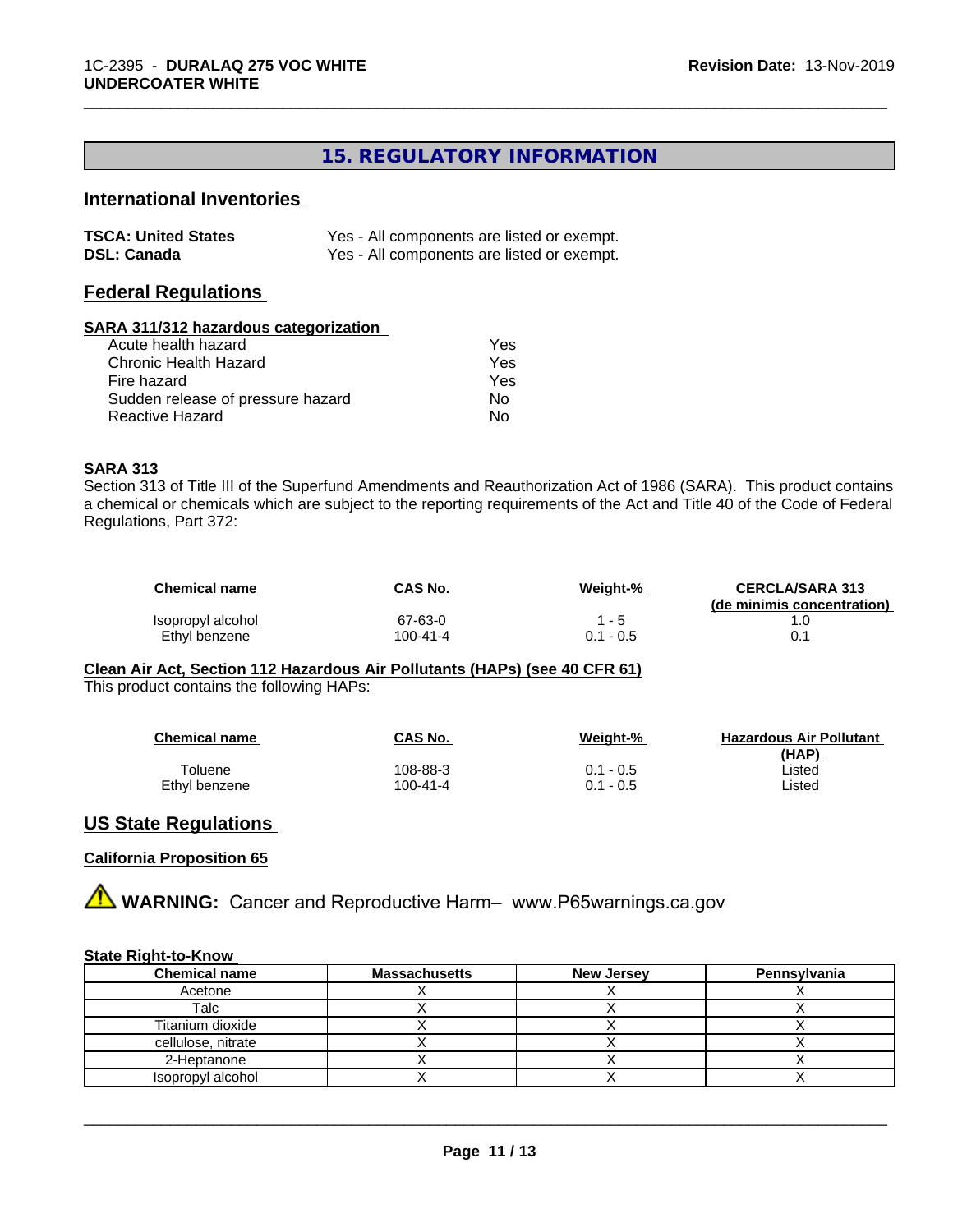## 15. REGULATORY INFORMATION

### International Inventories

| | |
|---|---|
| **TSCA: United States** | Yes - All components are listed or exempt. |
| **DSL: Canada** | Yes - All components are listed or exempt. |

### Federal Regulations

**SARA 311/312 hazardous categorization**

| | |
|---|---|
| Acute health hazard | Yes |
| Chronic Health Hazard | Yes |
| Fire hazard | Yes |
| Sudden release of pressure hazard | No |
| Reactive Hazard | No |

**SARA 313**

Section 313 of Title III of the Superfund Amendments and Reauthorization Act of 1986 (SARA). This product contains a chemical or chemicals which are subject to the reporting requirements of the Act and Title 40 of the Code of Federal Regulations, Part 372:

| Chemical name | CAS No. | Weight-% | CERCLA/SARA 313 (de minimis concentration) |
|---|---|---|---|
| Isopropyl alcohol | 67-63-0 | 1 - 5 | 1.0 |
| Ethyl benzene | 100-41-4 | 0.1 - 0.5 | 0.1 |

**Clean Air Act, Section 112 Hazardous Air Pollutants (HAPs) (see 40 CFR 61)**

This product contains the following HAPs:

| Chemical name | CAS No. | Weight-% | Hazardous Air Pollutant (HAP) |
|---|---|---|---|
| Toluene | 108-88-3 | 0.1 - 0.5 | Listed |
| Ethyl benzene | 100-41-4 | 0.1 - 0.5 | Listed |

### US State Regulations

**California Proposition 65**

⚠ **WARNING:** Cancer and Reproductive Harm– www.P65warnings.ca.gov

**State Right-to-Know**

| Chemical name | Massachusetts | New Jersey | Pennsylvania |
|---|---|---|---|
| Acetone | X | X | X |
| Talc | X | X | X |
| Titanium dioxide | X | X | X |
| cellulose, nitrate | X | X | X |
| 2-Heptanone | X | X | X |
| Isopropyl alcohol | X | X | X |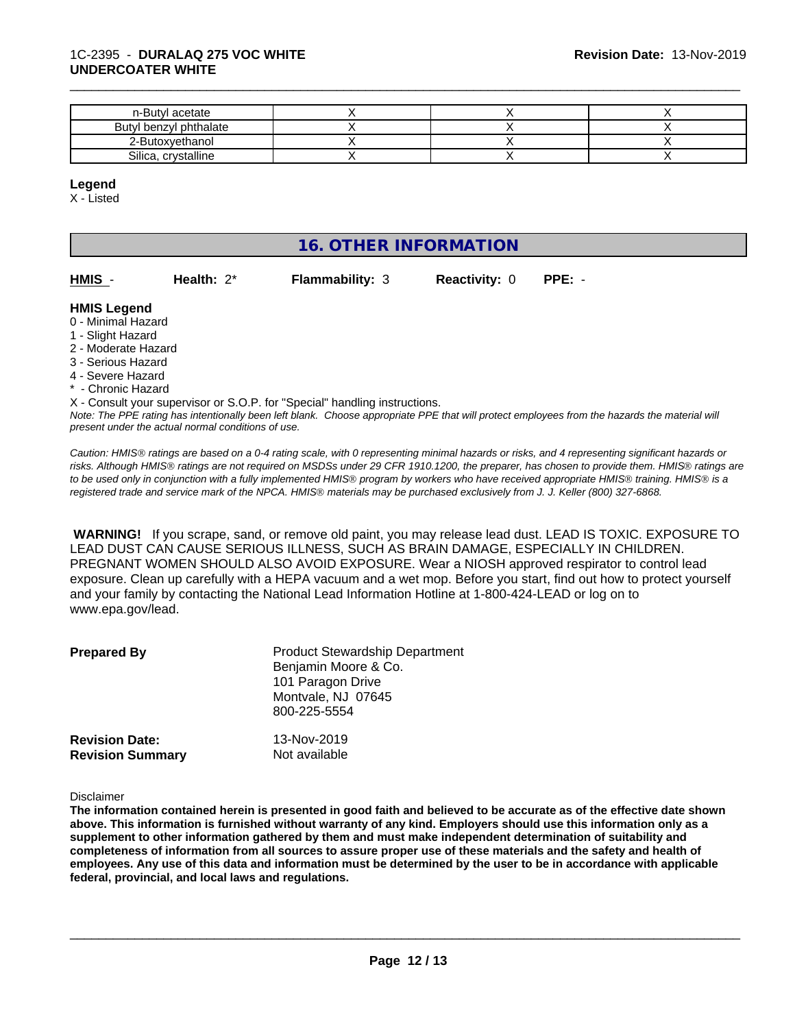| n-Butyl acetate | X | X | X |
|---|---|---|---|
| Butyl benzyl phthalate | X | X | X |
| 2-Butoxyethanol | X | X | X |
| Silica, crystalline | X | X | X |

**Legend**

X - Listed

## 16. OTHER INFORMATION

| **HMIS** - | **Health:** 2* | **Flammability:** 3 | **Reactivity:** 0 | **PPE:** - |
|---|---|---|---|---|

**HMIS Legend**

0 - Minimal Hazard
1 - Slight Hazard
2 - Moderate Hazard
3 - Serious Hazard
4 - Severe Hazard
* - Chronic Hazard
X - Consult your supervisor or S.O.P. for "Special" handling instructions.

*Note: The PPE rating has intentionally been left blank. Choose appropriate PPE that will protect employees from the hazards the material will present under the actual normal conditions of use.*

*Caution: HMIS® ratings are based on a 0-4 rating scale, with 0 representing minimal hazards or risks, and 4 representing significant hazards or risks. Although HMIS® ratings are not required on MSDSs under 29 CFR 1910.1200, the preparer, has chosen to provide them. HMIS® ratings are to be used only in conjunction with a fully implemented HMIS® program by workers who have received appropriate HMIS® training. HMIS® is a registered trade and service mark of the NPCA. HMIS® materials may be purchased exclusively from J. J. Keller (800) 327-6868.*

**WARNING!** If you scrape, sand, or remove old paint, you may release lead dust. LEAD IS TOXIC. EXPOSURE TO LEAD DUST CAN CAUSE SERIOUS ILLNESS, SUCH AS BRAIN DAMAGE, ESPECIALLY IN CHILDREN. PREGNANT WOMEN SHOULD ALSO AVOID EXPOSURE. Wear a NIOSH approved respirator to control lead exposure. Clean up carefully with a HEPA vacuum and a wet mop. Before you start, find out how to protect yourself and your family by contacting the National Lead Information Hotline at 1-800-424-LEAD or log on to www.epa.gov/lead.

**Prepared By**
Product Stewardship Department
Benjamin Moore & Co.
101 Paragon Drive
Montvale, NJ 07645
800-225-5554

**Revision Date:** 13-Nov-2019
**Revision Summary** Not available

Disclaimer

**The information contained herein is presented in good faith and believed to be accurate as of the effective date shown above. This information is furnished without warranty of any kind. Employers should use this information only as a supplement to other information gathered by them and must make independent determination of suitability and completeness of information from all sources to assure proper use of these materials and the safety and health of employees. Any use of this data and information must be determined by the user to be in accordance with applicable federal, provincial, and local laws and regulations.**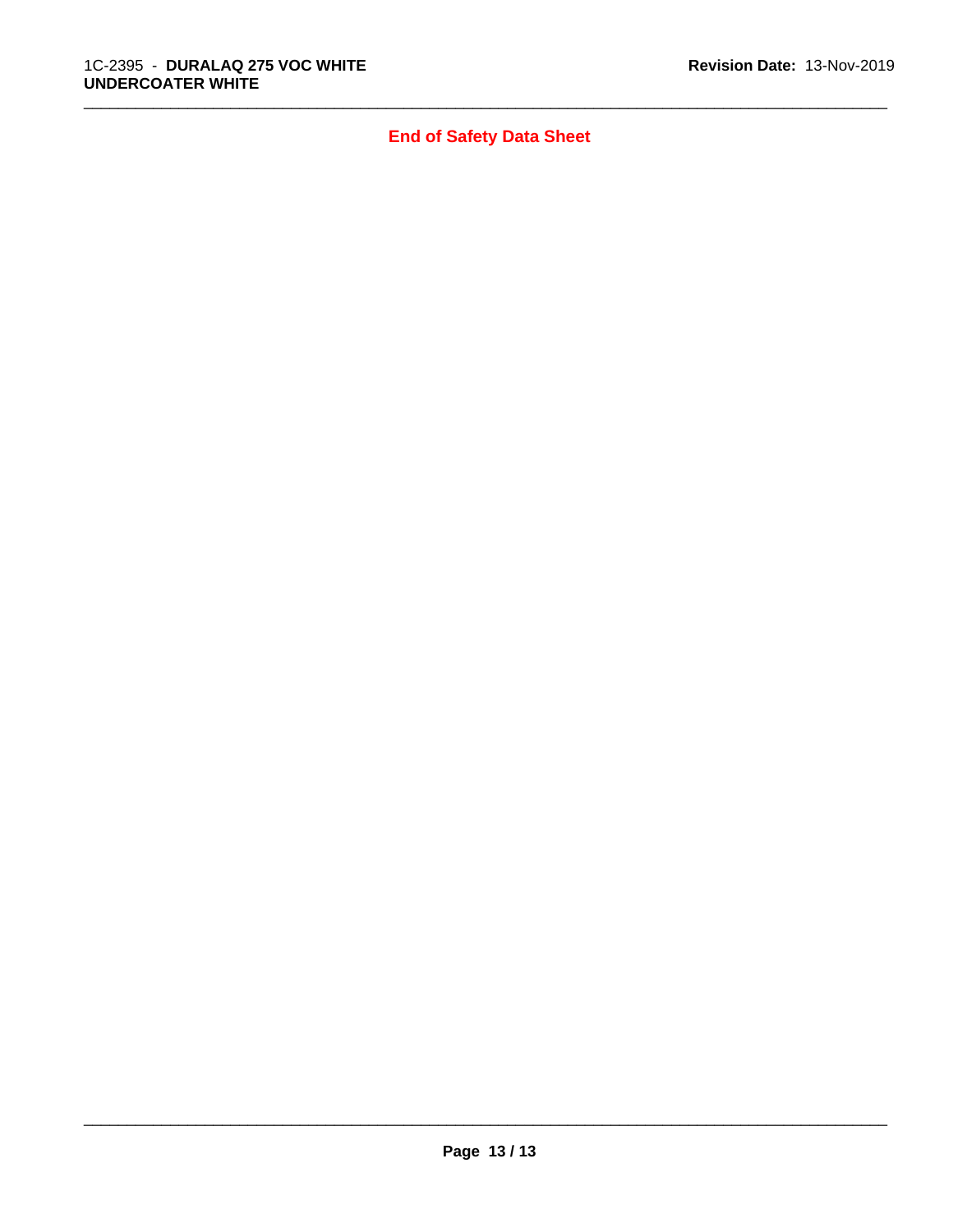**End of Safety Data Sheet**